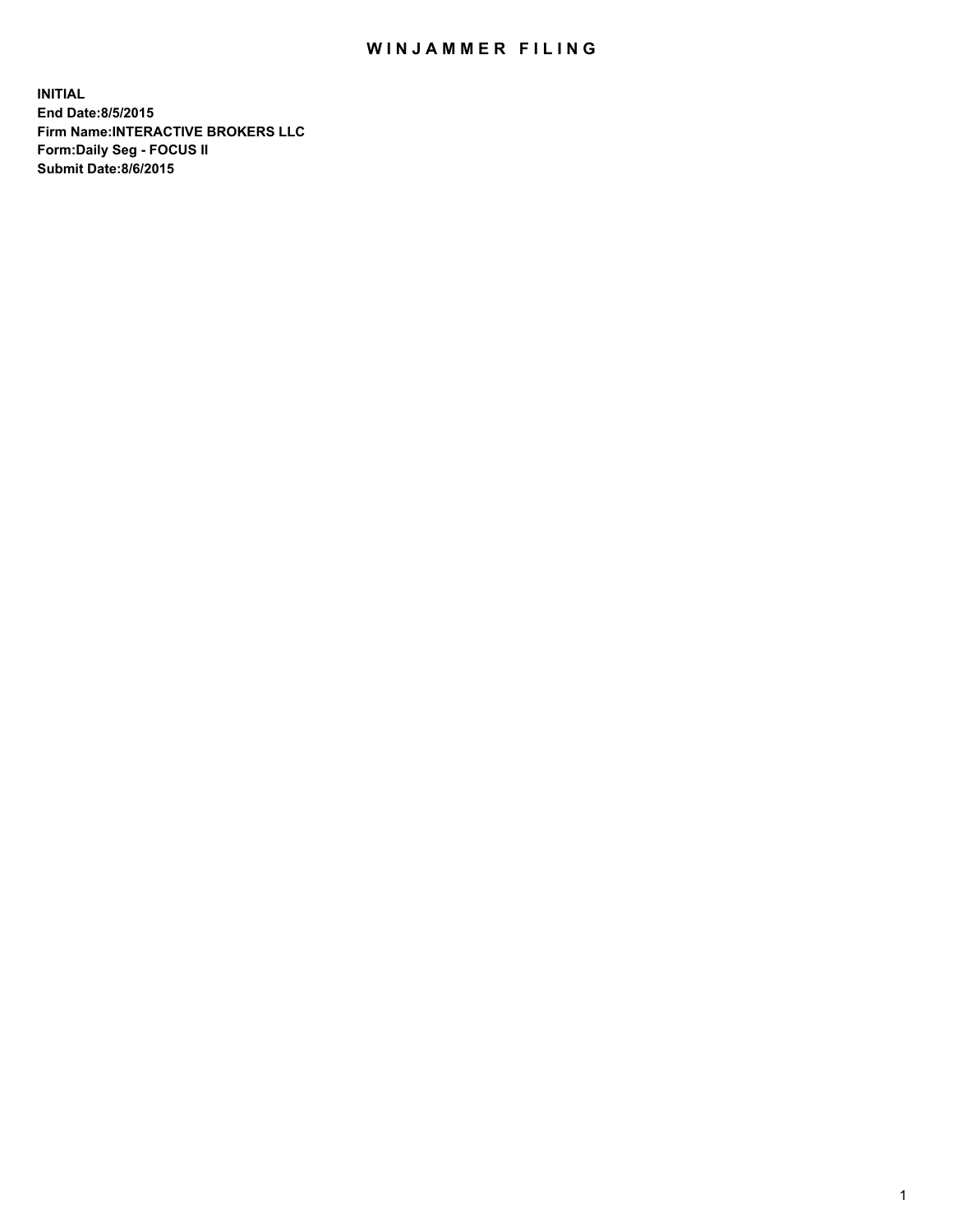# WINJAMMER FILING

**INITIAL**
**End Date:8/5/2015**
**Firm Name:INTERACTIVE BROKERS LLC**
**Form:Daily Seg - FOCUS II**
**Submit Date:8/6/2015**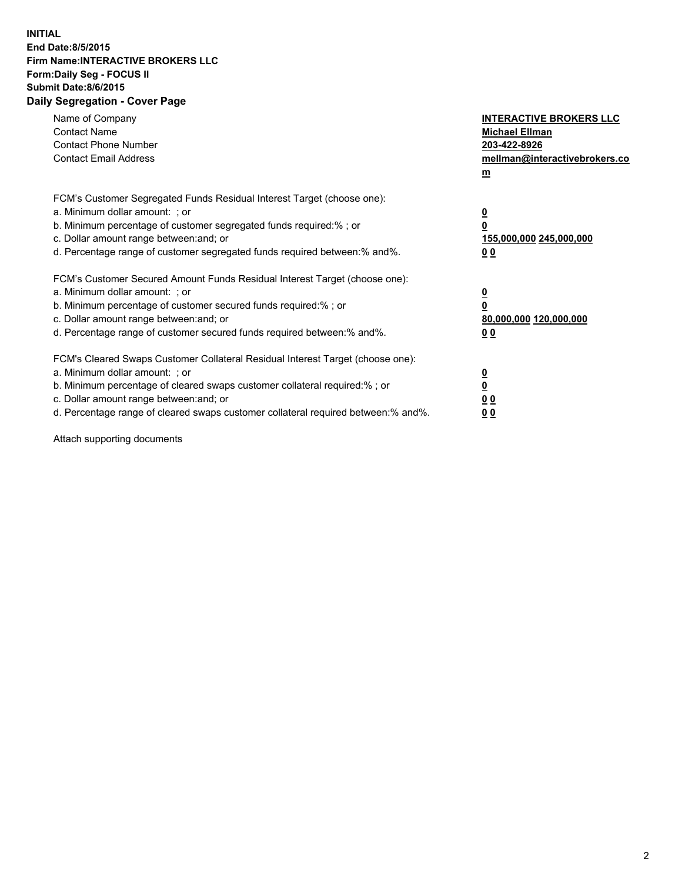**INITIAL**
**End Date:8/5/2015**
**Firm Name:INTERACTIVE BROKERS LLC**
**Form:Daily Seg - FOCUS II**
**Submit Date:8/6/2015**
**Daily Segregation - Cover Page**

| | |
|---|---|
| Name of Company | **INTERACTIVE BROKERS LLC** |
| Contact Name | **Michael Ellman** |
| Contact Phone Number | **203-422-8926** |
| Contact Email Address | **mellman@interactivebrokers.com** |

FCM's Customer Segregated Funds Residual Interest Target (choose one):

| | |
|---|---|
| a. Minimum dollar amount: ; or | **0** |
| b. Minimum percentage of customer segregated funds required:% ; or | **0** |
| c. Dollar amount range between:and; or | **155,000,000 245,000,000** |
| d. Percentage range of customer segregated funds required between:% and%. | **0 0** |

FCM's Customer Secured Amount Funds Residual Interest Target (choose one):

| | |
|---|---|
| a. Minimum dollar amount: ; or | **0** |
| b. Minimum percentage of customer secured funds required:% ; or | **0** |
| c. Dollar amount range between:and; or | **80,000,000 120,000,000** |
| d. Percentage range of customer secured funds required between:% and%. | **0 0** |

FCM's Cleared Swaps Customer Collateral Residual Interest Target (choose one):

| | |
|---|---|
| a. Minimum dollar amount: ; or | **0** |
| b. Minimum percentage of cleared swaps customer collateral required:% ; or | **0** |
| c. Dollar amount range between:and; or | **0 0** |
| d. Percentage range of cleared swaps customer collateral required between:% and%. | **0 0** |

Attach supporting documents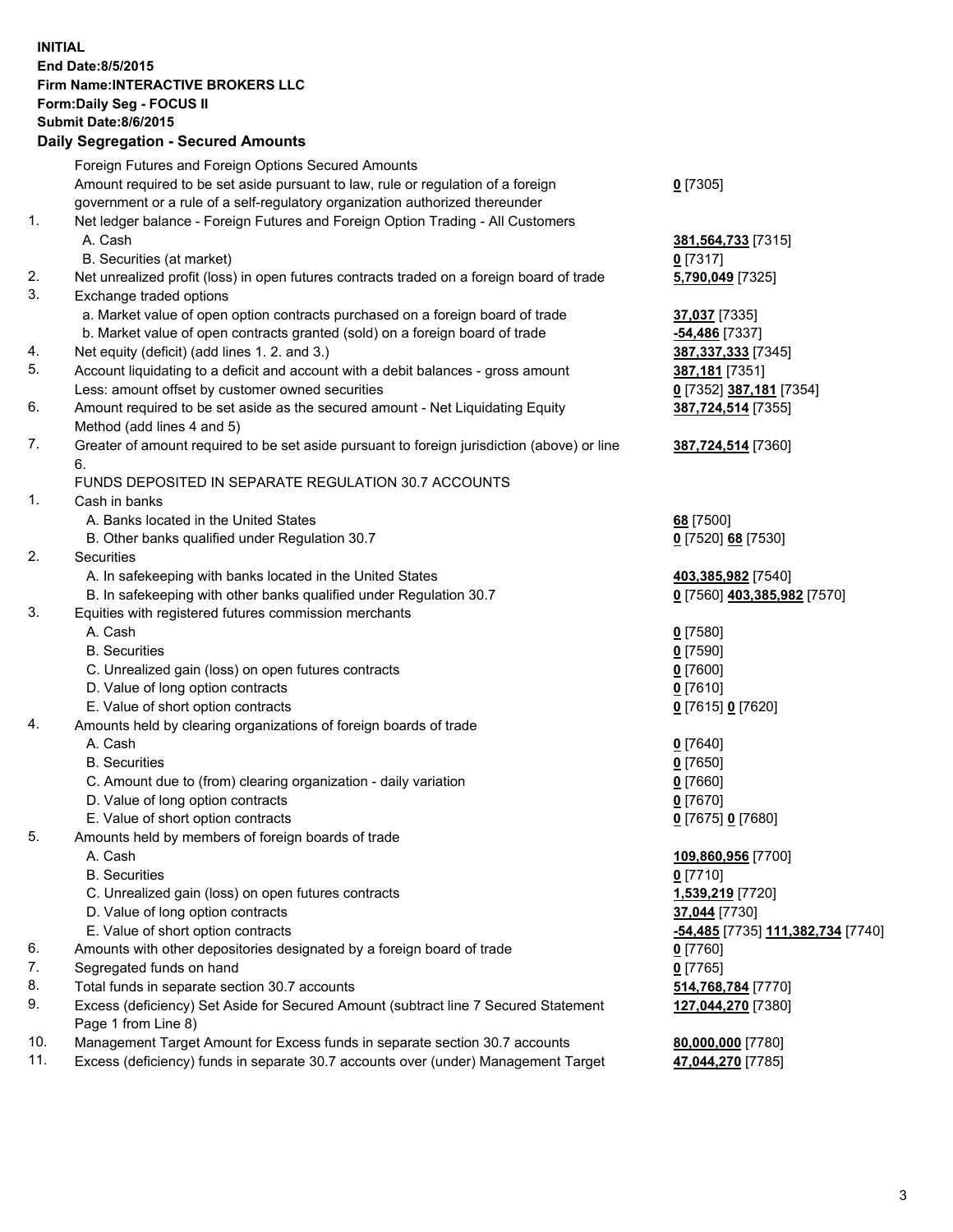**INITIAL**
**End Date:8/5/2015**
**Firm Name:INTERACTIVE BROKERS LLC**
**Form:Daily Seg - FOCUS II**
**Submit Date:8/6/2015**

## Daily Segregation - Secured Amounts

| | | |
|---|---|---|
| | Foreign Futures and Foreign Options Secured Amounts | |
| | Amount required to be set aside pursuant to law, rule or regulation of a foreign government or a rule of a self-regulatory organization authorized thereunder | **0** [7305] |
| 1. | Net ledger balance - Foreign Futures and Foreign Option Trading - All Customers | |
| | A. Cash | **381,564,733** [7315] |
| | B. Securities (at market) | **0** [7317] |
| 2. | Net unrealized profit (loss) in open futures contracts traded on a foreign board of trade | **5,790,049** [7325] |
| 3. | Exchange traded options | |
| | a. Market value of open option contracts purchased on a foreign board of trade | **37,037** [7335] |
| | b. Market value of open contracts granted (sold) on a foreign board of trade | **-54,486** [7337] |
| 4. | Net equity (deficit) (add lines 1. 2. and 3.) | **387,337,333** [7345] |
| 5. | Account liquidating to a deficit and account with a debit balances - gross amount | **387,181** [7351] |
| | Less: amount offset by customer owned securities | **0** [7352] **387,181** [7354] |
| 6. | Amount required to be set aside as the secured amount - Net Liquidating Equity Method (add lines 4 and 5) | **387,724,514** [7355] |
| 7. | Greater of amount required to be set aside pursuant to foreign jurisdiction (above) or line 6. | **387,724,514** [7360] |
| | FUNDS DEPOSITED IN SEPARATE REGULATION 30.7 ACCOUNTS | |
| 1. | Cash in banks | |
| | A. Banks located in the United States | **68** [7500] |
| | B. Other banks qualified under Regulation 30.7 | **0** [7520] **68** [7530] |
| 2. | Securities | |
| | A. In safekeeping with banks located in the United States | **403,385,982** [7540] |
| | B. In safekeeping with other banks qualified under Regulation 30.7 | **0** [7560] **403,385,982** [7570] |
| 3. | Equities with registered futures commission merchants | |
| | A. Cash | **0** [7580] |
| | B. Securities | **0** [7590] |
| | C. Unrealized gain (loss) on open futures contracts | **0** [7600] |
| | D. Value of long option contracts | **0** [7610] |
| | E. Value of short option contracts | **0** [7615] **0** [7620] |
| 4. | Amounts held by clearing organizations of foreign boards of trade | |
| | A. Cash | **0** [7640] |
| | B. Securities | **0** [7650] |
| | C. Amount due to (from) clearing organization - daily variation | **0** [7660] |
| | D. Value of long option contracts | **0** [7670] |
| | E. Value of short option contracts | **0** [7675] **0** [7680] |
| 5. | Amounts held by members of foreign boards of trade | |
| | A. Cash | **109,860,956** [7700] |
| | B. Securities | **0** [7710] |
| | C. Unrealized gain (loss) on open futures contracts | **1,539,219** [7720] |
| | D. Value of long option contracts | **37,044** [7730] |
| | E. Value of short option contracts | **-54,485** [7735] **111,382,734** [7740] |
| 6. | Amounts with other depositories designated by a foreign board of trade | **0** [7760] |
| 7. | Segregated funds on hand | **0** [7765] |
| 8. | Total funds in separate section 30.7 accounts | **514,768,784** [7770] |
| 9. | Excess (deficiency) Set Aside for Secured Amount (subtract line 7 Secured Statement Page 1 from Line 8) | **127,044,270** [7380] |
| 10. | Management Target Amount for Excess funds in separate section 30.7 accounts | **80,000,000** [7780] |
| 11. | Excess (deficiency) funds in separate 30.7 accounts over (under) Management Target | **47,044,270** [7785] |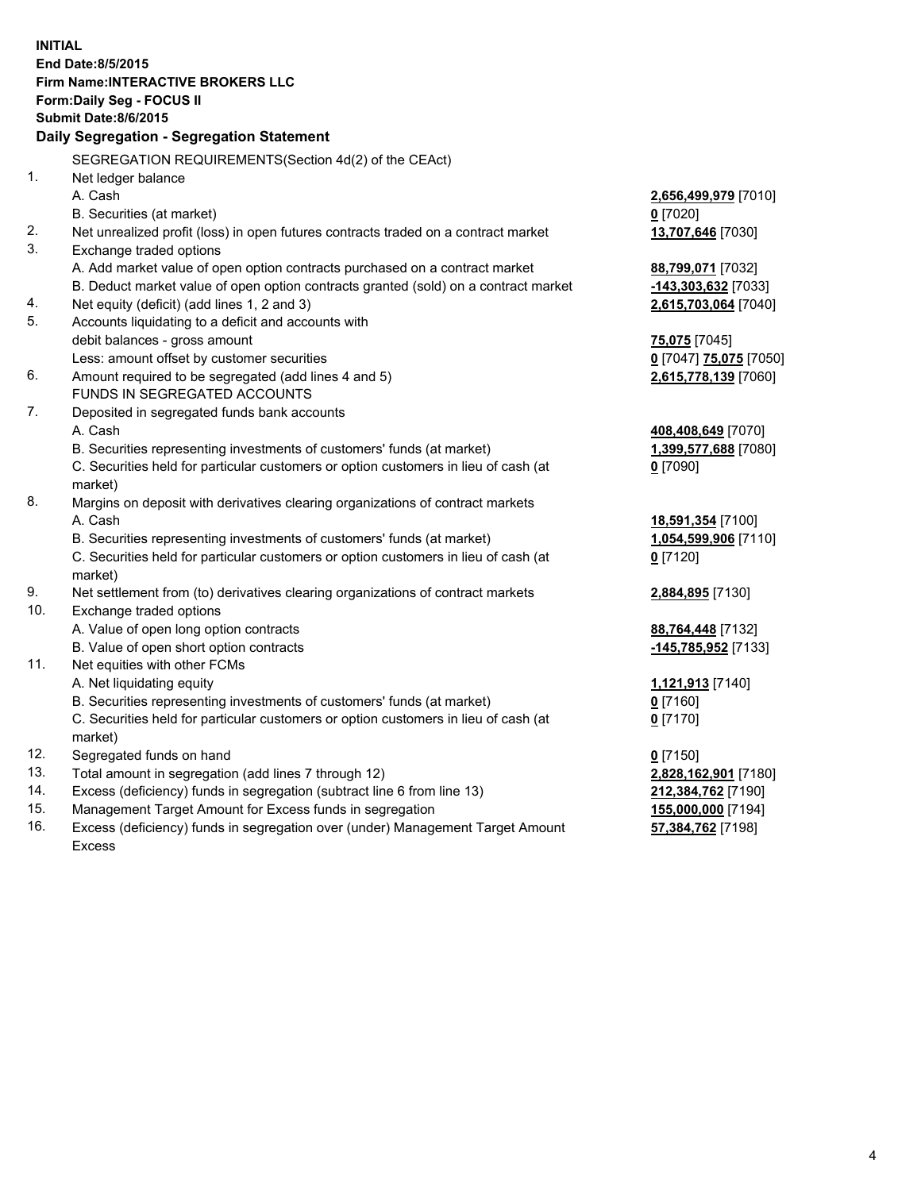**INITIAL**
**End Date:8/5/2015**
**Firm Name:INTERACTIVE BROKERS LLC**
**Form:Daily Seg - FOCUS II**
**Submit Date:8/6/2015**

**Daily Segregation - Segregation Statement**

SEGREGATION REQUIREMENTS(Section 4d(2) of the CEAct)

| | | |
|---|---|---|
| 1. | Net ledger balance | |
| | A. Cash | **2,656,499,979** [7010] |
| | B. Securities (at market) | **0** [7020] |
| 2. | Net unrealized profit (loss) in open futures contracts traded on a contract market | **13,707,646** [7030] |
| 3. | Exchange traded options | |
| | A. Add market value of open option contracts purchased on a contract market | **88,799,071** [7032] |
| | B. Deduct market value of open option contracts granted (sold) on a contract market | **-143,303,632** [7033] |
| 4. | Net equity (deficit) (add lines 1, 2 and 3) | **2,615,703,064** [7040] |
| 5. | Accounts liquidating to a deficit and accounts with | |
| | debit balances - gross amount | **75,075** [7045] |
| | Less: amount offset by customer securities | **0** [7047] **75,075** [7050] |
| 6. | Amount required to be segregated (add lines 4 and 5) | **2,615,778,139** [7060] |
| | FUNDS IN SEGREGATED ACCOUNTS | |
| 7. | Deposited in segregated funds bank accounts | |
| | A. Cash | **408,408,649** [7070] |
| | B. Securities representing investments of customers' funds (at market) | **1,399,577,688** [7080] |
| | C. Securities held for particular customers or option customers in lieu of cash (at market) | **0** [7090] |
| 8. | Margins on deposit with derivatives clearing organizations of contract markets | |
| | A. Cash | **18,591,354** [7100] |
| | B. Securities representing investments of customers' funds (at market) | **1,054,599,906** [7110] |
| | C. Securities held for particular customers or option customers in lieu of cash (at market) | **0** [7120] |
| 9. | Net settlement from (to) derivatives clearing organizations of contract markets | **2,884,895** [7130] |
| 10. | Exchange traded options | |
| | A. Value of open long option contracts | **88,764,448** [7132] |
| | B. Value of open short option contracts | **-145,785,952** [7133] |
| 11. | Net equities with other FCMs | |
| | A. Net liquidating equity | **1,121,913** [7140] |
| | B. Securities representing investments of customers' funds (at market) | **0** [7160] |
| | C. Securities held for particular customers or option customers in lieu of cash (at market) | **0** [7170] |
| 12. | Segregated funds on hand | **0** [7150] |
| 13. | Total amount in segregation (add lines 7 through 12) | **2,828,162,901** [7180] |
| 14. | Excess (deficiency) funds in segregation (subtract line 6 from line 13) | **212,384,762** [7190] |
| 15. | Management Target Amount for Excess funds in segregation | **155,000,000** [7194] |
| 16. | Excess (deficiency) funds in segregation over (under) Management Target Amount Excess | **57,384,762** [7198] |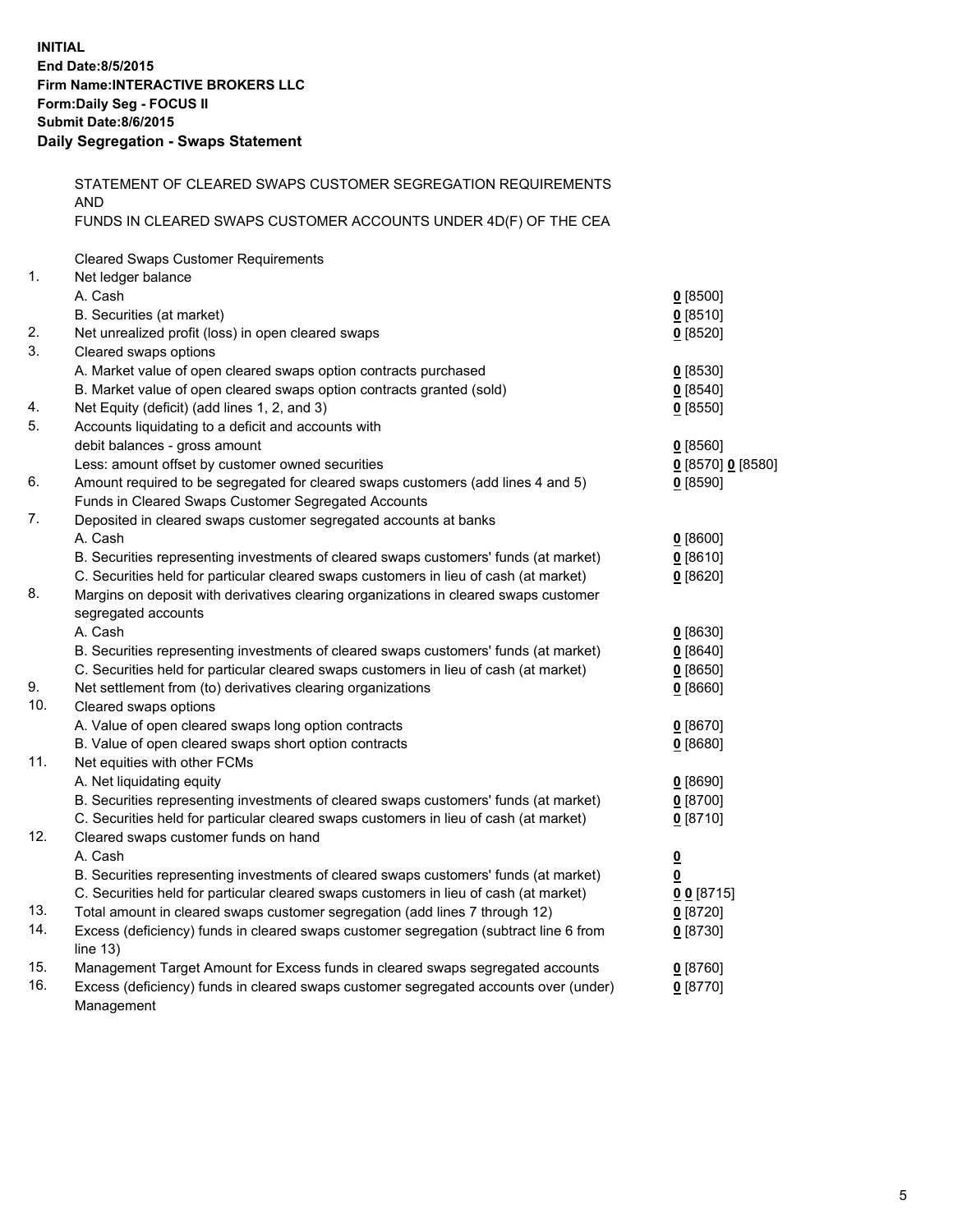**INITIAL**
**End Date:8/5/2015**
**Firm Name:INTERACTIVE BROKERS LLC**
**Form:Daily Seg - FOCUS II**
**Submit Date:8/6/2015**
**Daily Segregation - Swaps Statement**

STATEMENT OF CLEARED SWAPS CUSTOMER SEGREGATION REQUIREMENTS AND FUNDS IN CLEARED SWAPS CUSTOMER ACCOUNTS UNDER 4D(F) OF THE CEA

| | | |
|---|---|---|
| | Cleared Swaps Customer Requirements | |
| 1. | Net ledger balance | |
| | A. Cash | 0 [8500] |
| | B. Securities (at market) | 0 [8510] |
| 2. | Net unrealized profit (loss) in open cleared swaps | 0 [8520] |
| 3. | Cleared swaps options | |
| | A. Market value of open cleared swaps option contracts purchased | 0 [8530] |
| | B. Market value of open cleared swaps option contracts granted (sold) | 0 [8540] |
| 4. | Net Equity (deficit) (add lines 1, 2, and 3) | 0 [8550] |
| 5. | Accounts liquidating to a deficit and accounts with debit balances - gross amount | 0 [8560] |
| | Less: amount offset by customer owned securities | 0 [8570] 0 [8580] |
| 6. | Amount required to be segregated for cleared swaps customers (add lines 4 and 5) | 0 [8590] |
| | Funds in Cleared Swaps Customer Segregated Accounts | |
| 7. | Deposited in cleared swaps customer segregated accounts at banks | |
| | A. Cash | 0 [8600] |
| | B. Securities representing investments of cleared swaps customers' funds (at market) | 0 [8610] |
| | C. Securities held for particular cleared swaps customers in lieu of cash (at market) | 0 [8620] |
| 8. | Margins on deposit with derivatives clearing organizations in cleared swaps customer segregated accounts | |
| | A. Cash | 0 [8630] |
| | B. Securities representing investments of cleared swaps customers' funds (at market) | 0 [8640] |
| | C. Securities held for particular cleared swaps customers in lieu of cash (at market) | 0 [8650] |
| 9. | Net settlement from (to) derivatives clearing organizations | 0 [8660] |
| 10. | Cleared swaps options | |
| | A. Value of open cleared swaps long option contracts | 0 [8670] |
| | B. Value of open cleared swaps short option contracts | 0 [8680] |
| 11. | Net equities with other FCMs | |
| | A. Net liquidating equity | 0 [8690] |
| | B. Securities representing investments of cleared swaps customers' funds (at market) | 0 [8700] |
| | C. Securities held for particular cleared swaps customers in lieu of cash (at market) | 0 [8710] |
| 12. | Cleared swaps customer funds on hand | |
| | A. Cash | 0 |
| | B. Securities representing investments of cleared swaps customers' funds (at market) | 0 |
| | C. Securities held for particular cleared swaps customers in lieu of cash (at market) | 0 0 [8715] |
| 13. | Total amount in cleared swaps customer segregation (add lines 7 through 12) | 0 [8720] |
| 14. | Excess (deficiency) funds in cleared swaps customer segregation (subtract line 6 from line 13) | 0 [8730] |
| 15. | Management Target Amount for Excess funds in cleared swaps segregated accounts | 0 [8760] |
| 16. | Excess (deficiency) funds in cleared swaps customer segregated accounts over (under) Management | 0 [8770] |